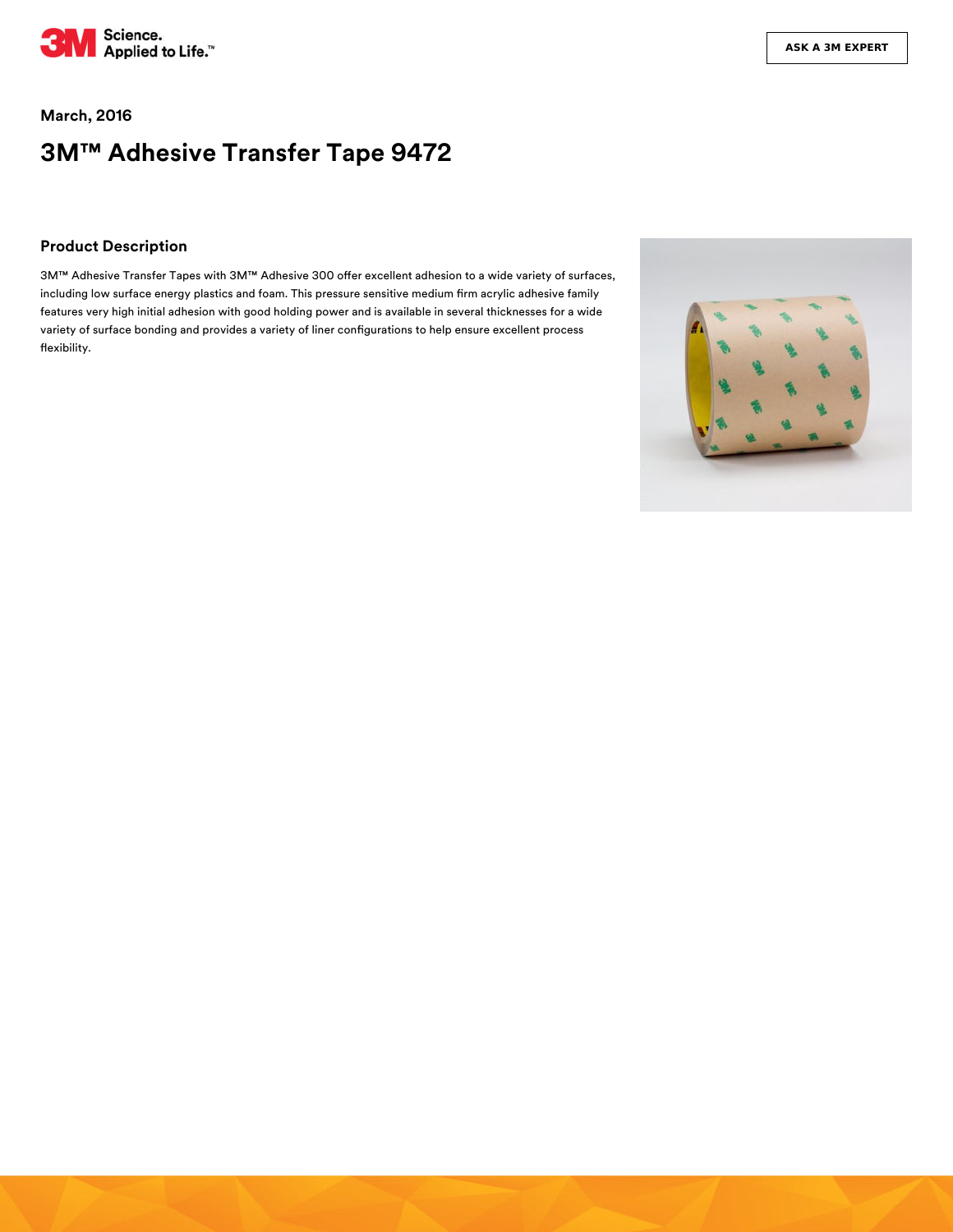March, 2016

# 3M™ Adhesive Transfer Tape 9472

## Product Description

3M™ Adhesive Transfer Tapes with 3M™ Adhesive 300 offer excellent adhesion to a wide variety of surfaces, including low surface energy plastics and foam. This pressure sensitive medium firm acrylic adhesive family features very high initial adhesion with good holding power and is available in several thicknesses for a wide variety of surface bonding and provides a variety of liner configurations to help ensure excellent process flexibility.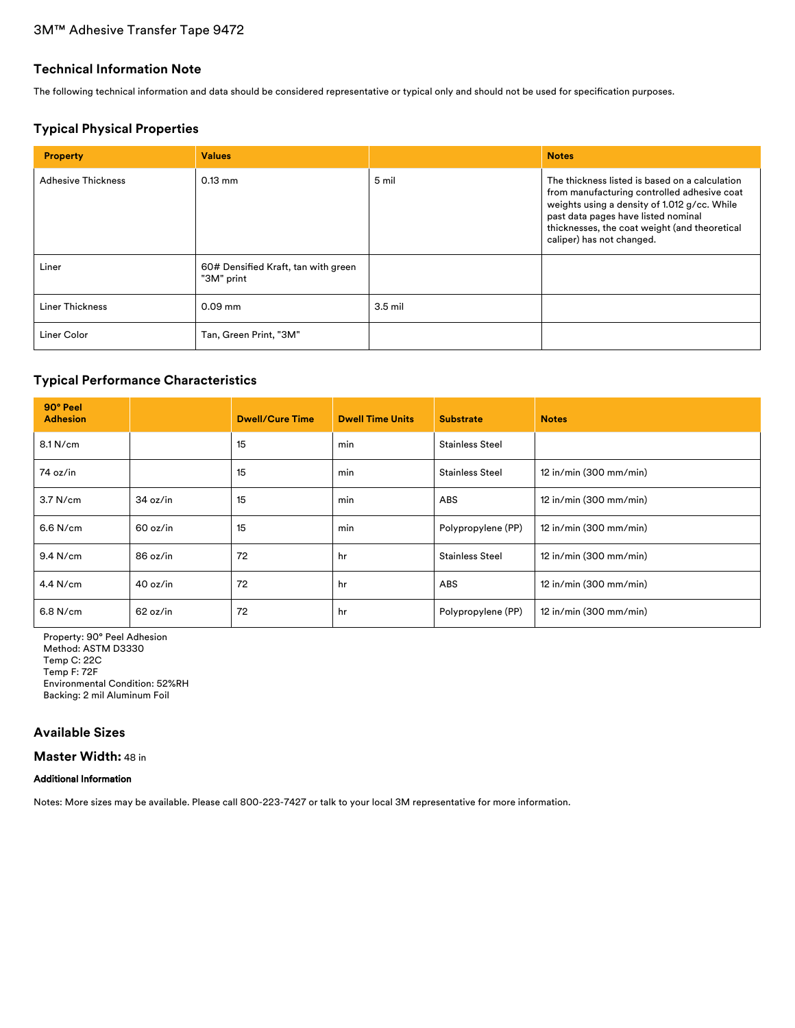3M™ Adhesive Transfer Tape 9472

## Technical Information Note

The following technical information and data should be considered representative or typical only and should not be used for specification purposes.

## Typical Physical Properties

| Property | Values | | Notes |
| --- | --- | --- | --- |
| Adhesive Thickness | 0.13 mm | 5 mil | The thickness listed is based on a calculation from manufacturing controlled adhesive coat weights using a density of 1.012 g/cc. While past data pages have listed nominal thicknesses, the coat weight (and theoretical caliper) has not changed. |
| Liner | 60# Densified Kraft, tan with green "3M" print | | |
| Liner Thickness | 0.09 mm | 3.5 mil | |
| Liner Color | Tan, Green Print, "3M" | | |

## Typical Performance Characteristics

| 90° Peel Adhesion | | Dwell/Cure Time | Dwell Time Units | Substrate | Notes |
| --- | --- | --- | --- | --- | --- |
| 8.1 N/cm | | 15 | min | Stainless Steel | |
| 74 oz/in | | 15 | min | Stainless Steel | 12 in/min (300 mm/min) |
| 3.7 N/cm | 34 oz/in | 15 | min | ABS | 12 in/min (300 mm/min) |
| 6.6 N/cm | 60 oz/in | 15 | min | Polypropylene (PP) | 12 in/min (300 mm/min) |
| 9.4 N/cm | 86 oz/in | 72 | hr | Stainless Steel | 12 in/min (300 mm/min) |
| 4.4 N/cm | 40 oz/in | 72 | hr | ABS | 12 in/min (300 mm/min) |
| 6.8 N/cm | 62 oz/in | 72 | hr | Polypropylene (PP) | 12 in/min (300 mm/min) |

Property: 90° Peel Adhesion
Method: ASTM D3330
Temp C: 22C
Temp F: 72F
Environmental Condition: 52%RH
Backing: 2 mil Aluminum Foil

## Available Sizes

**Master Width:** 48 in

#### Additional Information

Notes: More sizes may be available. Please call 800-223-7427 or talk to your local 3M representative for more information.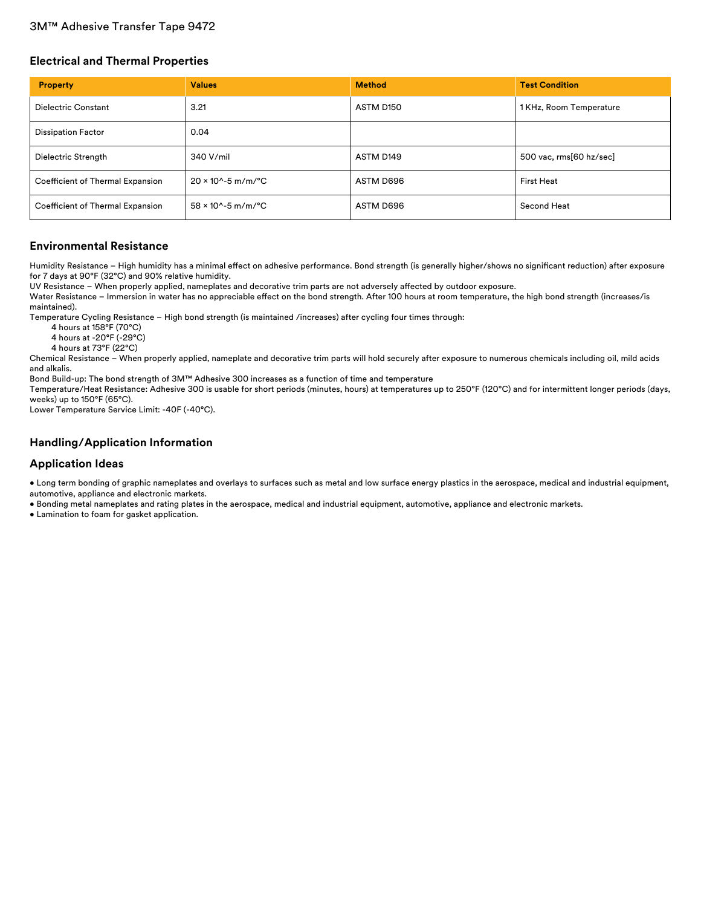## Electrical and Thermal Properties

| Property | Values | Method | Test Condition |
| --- | --- | --- | --- |
| Dielectric Constant | 3.21 | ASTM D150 | 1 KHz, Room Temperature |
| Dissipation Factor | 0.04 | | |
| Dielectric Strength | 340 V/mil | ASTM D149 | 500 vac, rms[60 hz/sec] |
| Coefficient of Thermal Expansion | 20 × 10^-5 m/m/°C | ASTM D696 | First Heat |
| Coefficient of Thermal Expansion | 58 × 10^-5 m/m/°C | ASTM D696 | Second Heat |

## Environmental Resistance

Humidity Resistance – High humidity has a minimal effect on adhesive performance. Bond strength (is generally higher/shows no significant reduction) after exposure for 7 days at 90°F (32°C) and 90% relative humidity.
UV Resistance – When properly applied, nameplates and decorative trim parts are not adversely affected by outdoor exposure.
Water Resistance – Immersion in water has no appreciable effect on the bond strength. After 100 hours at room temperature, the high bond strength (increases/is maintained).
Temperature Cycling Resistance – High bond strength (is maintained /increases) after cycling four times through:

4 hours at 158°F (70°C)
4 hours at -20°F (-29°C)
4 hours at 73°F (22°C)

Chemical Resistance – When properly applied, nameplate and decorative trim parts will hold securely after exposure to numerous chemicals including oil, mild acids and alkalis.
Bond Build-up: The bond strength of 3M™ Adhesive 300 increases as a function of time and temperature
Temperature/Heat Resistance: Adhesive 300 is usable for short periods (minutes, hours) at temperatures up to 250°F (120°C) and for intermittent longer periods (days, weeks) up to 150°F (65°C).
Lower Temperature Service Limit: -40F (-40°C).

## Handling/Application Information

## Application Ideas

- Long term bonding of graphic nameplates and overlays to surfaces such as metal and low surface energy plastics in the aerospace, medical and industrial equipment, automotive, appliance and electronic markets.
- Bonding metal nameplates and rating plates in the aerospace, medical and industrial equipment, automotive, appliance and electronic markets.
- Lamination to foam for gasket application.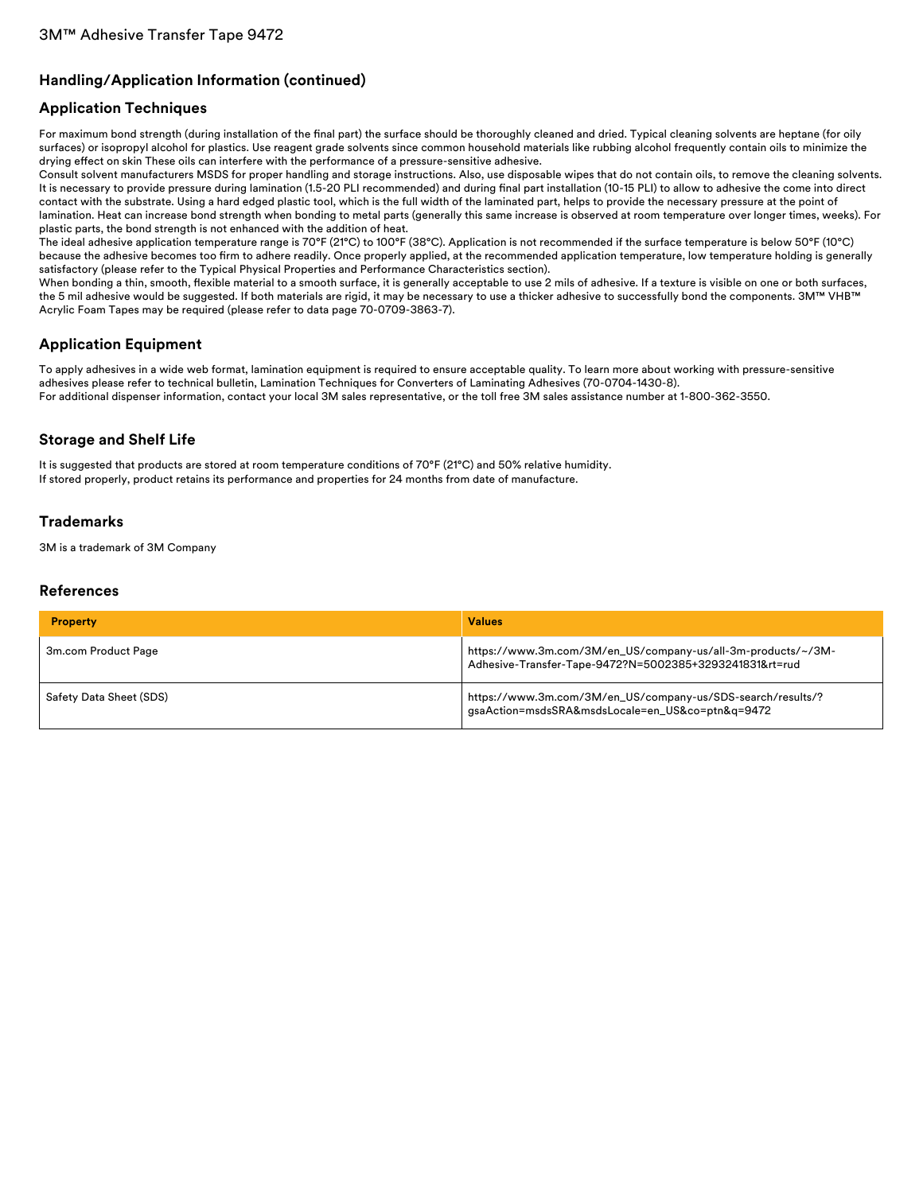## Handling/Application Information (continued)

## Application Techniques

For maximum bond strength (during installation of the final part) the surface should be thoroughly cleaned and dried. Typical cleaning solvents are heptane (for oily surfaces) or isopropyl alcohol for plastics. Use reagent grade solvents since common household materials like rubbing alcohol frequently contain oils to minimize the drying effect on skin These oils can interfere with the performance of a pressure-sensitive adhesive.
Consult solvent manufacturers MSDS for proper handling and storage instructions. Also, use disposable wipes that do not contain oils, to remove the cleaning solvents. It is necessary to provide pressure during lamination (1.5-20 PLI recommended) and during final part installation (10-15 PLI) to allow to adhesive the come into direct contact with the substrate. Using a hard edged plastic tool, which is the full width of the laminated part, helps to provide the necessary pressure at the point of lamination. Heat can increase bond strength when bonding to metal parts (generally this same increase is observed at room temperature over longer times, weeks). For plastic parts, the bond strength is not enhanced with the addition of heat.
The ideal adhesive application temperature range is 70°F (21°C) to 100°F (38°C). Application is not recommended if the surface temperature is below 50°F (10°C) because the adhesive becomes too firm to adhere readily. Once properly applied, at the recommended application temperature, low temperature holding is generally satisfactory (please refer to the Typical Physical Properties and Performance Characteristics section).
When bonding a thin, smooth, flexible material to a smooth surface, it is generally acceptable to use 2 mils of adhesive. If a texture is visible on one or both surfaces, the 5 mil adhesive would be suggested. If both materials are rigid, it may be necessary to use a thicker adhesive to successfully bond the components. 3M™ VHB™ Acrylic Foam Tapes may be required (please refer to data page 70-0709-3863-7).

## Application Equipment

To apply adhesives in a wide web format, lamination equipment is required to ensure acceptable quality. To learn more about working with pressure-sensitive adhesives please refer to technical bulletin, Lamination Techniques for Converters of Laminating Adhesives (70-0704-1430-8).
For additional dispenser information, contact your local 3M sales representative, or the toll free 3M sales assistance number at 1-800-362-3550.

## Storage and Shelf Life

It is suggested that products are stored at room temperature conditions of 70°F (21°C) and 50% relative humidity.
If stored properly, product retains its performance and properties for 24 months from date of manufacture.

## Trademarks

3M is a trademark of 3M Company

## References

| Property | Values |
|---|---|
| 3m.com Product Page | https://www.3m.com/3M/en_US/company-us/all-3m-products/~/3M-Adhesive-Transfer-Tape-9472?N=5002385+3293241831&rt=rud |
| Safety Data Sheet (SDS) | https://www.3m.com/3M/en_US/company-us/SDS-search/results/?gsaAction=msdsSRA&msdsLocale=en_US&co=ptn&q=9472 |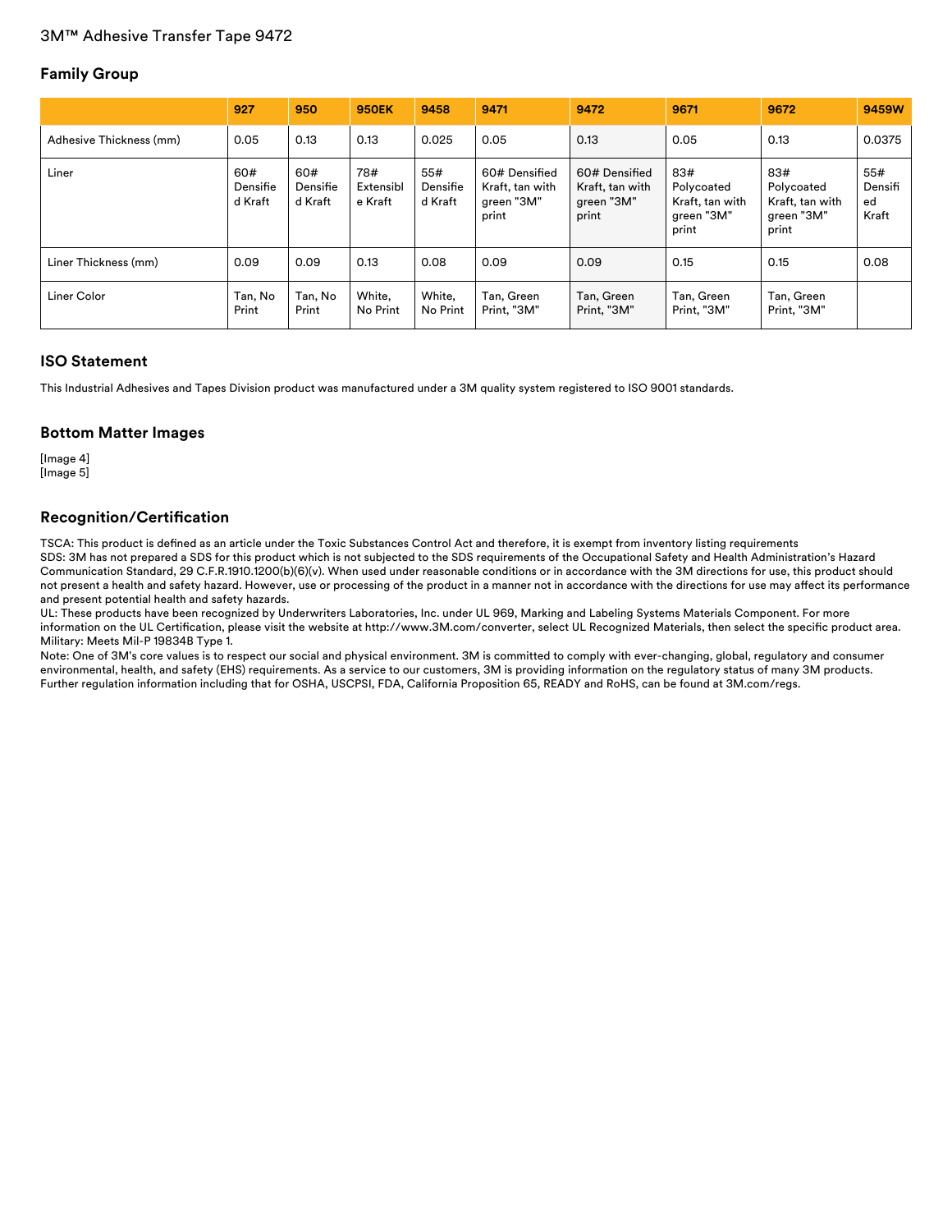3M™ Adhesive Transfer Tape 9472

## Family Group

| | 927 | 950 | 950EK | 9458 | 9471 | 9472 | 9671 | 9672 | 9459W |
|---|---|---|---|---|---|---|---|---|---|
| Adhesive Thickness (mm) | 0.05 | 0.13 | 0.13 | 0.025 | 0.05 | 0.13 | 0.05 | 0.13 | 0.0375 |
| Liner | 60# Densified Kraft | 60# Densified Kraft | 78# Extensible Kraft | 55# Densified Kraft | 60# Densified Kraft, tan with green "3M" print | 60# Densified Kraft, tan with green "3M" print | 83# Polycoated Kraft, tan with green "3M" print | 83# Polycoated Kraft, tan with green "3M" print | 55# Densified Kraft |
| Liner Thickness (mm) | 0.09 | 0.09 | 0.13 | 0.08 | 0.09 | 0.09 | 0.15 | 0.15 | 0.08 |
| Liner Color | Tan, No Print | Tan, No Print | White, No Print | White, No Print | Tan, Green Print, "3M" | Tan, Green Print, "3M" | Tan, Green Print, "3M" | Tan, Green Print, "3M" | |

## ISO Statement

This Industrial Adhesives and Tapes Division product was manufactured under a 3M quality system registered to ISO 9001 standards.

## Bottom Matter Images

[Image 4]
[Image 5]

## Recognition/Certification

TSCA: This product is defined as an article under the Toxic Substances Control Act and therefore, it is exempt from inventory listing requirements
SDS: 3M has not prepared a SDS for this product which is not subjected to the SDS requirements of the Occupational Safety and Health Administration's Hazard Communication Standard, 29 C.F.R.1910.1200(b)(6)(v). When used under reasonable conditions or in accordance with the 3M directions for use, this product should not present a health and safety hazard. However, use or processing of the product in a manner not in accordance with the directions for use may affect its performance and present potential health and safety hazards.
UL: These products have been recognized by Underwriters Laboratories, Inc. under UL 969, Marking and Labeling Systems Materials Component. For more information on the UL Certification, please visit the website at http://www.3M.com/converter, select UL Recognized Materials, then select the specific product area.
Military: Meets Mil-P 19834B Type 1.
Note: One of 3M's core values is to respect our social and physical environment. 3M is committed to comply with ever-changing, global, regulatory and consumer environmental, health, and safety (EHS) requirements. As a service to our customers, 3M is providing information on the regulatory status of many 3M products. Further regulation information including that for OSHA, USCPSI, FDA, California Proposition 65, READY and RoHS, can be found at 3M.com/regs.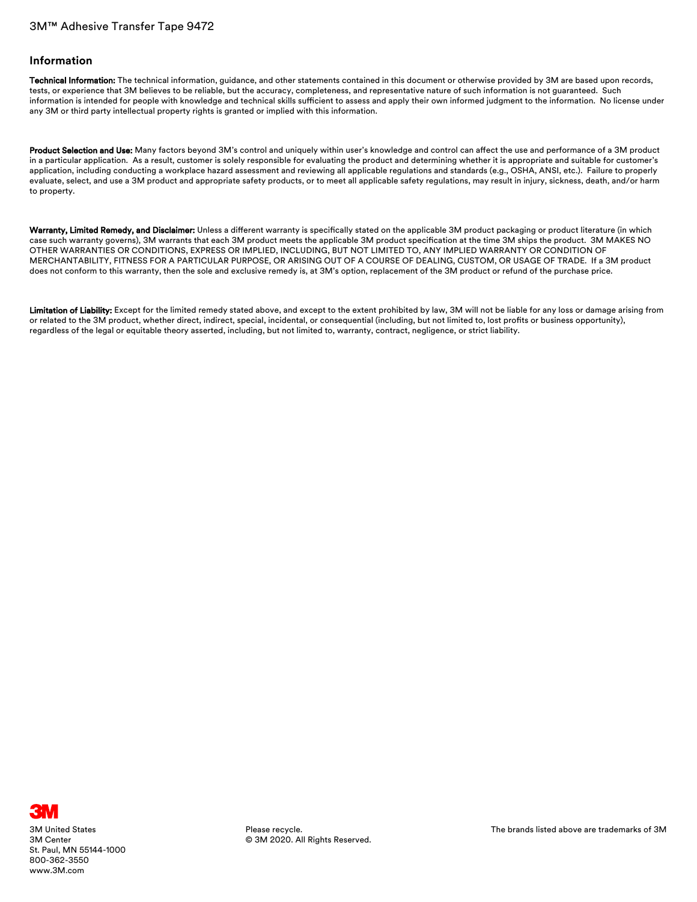## Information

**Technical Information:** The technical information, guidance, and other statements contained in this document or otherwise provided by 3M are based upon records, tests, or experience that 3M believes to be reliable, but the accuracy, completeness, and representative nature of such information is not guaranteed. Such information is intended for people with knowledge and technical skills sufficient to assess and apply their own informed judgment to the information. No license under any 3M or third party intellectual property rights is granted or implied with this information.

**Product Selection and Use:** Many factors beyond 3M's control and uniquely within user's knowledge and control can affect the use and performance of a 3M product in a particular application. As a result, customer is solely responsible for evaluating the product and determining whether it is appropriate and suitable for customer's application, including conducting a workplace hazard assessment and reviewing all applicable regulations and standards (e.g., OSHA, ANSI, etc.). Failure to properly evaluate, select, and use a 3M product and appropriate safety products, or to meet all applicable safety regulations, may result in injury, sickness, death, and/or harm to property.

**Warranty, Limited Remedy, and Disclaimer:** Unless a different warranty is specifically stated on the applicable 3M product packaging or product literature (in which case such warranty governs), 3M warrants that each 3M product meets the applicable 3M product specification at the time 3M ships the product. 3M MAKES NO OTHER WARRANTIES OR CONDITIONS, EXPRESS OR IMPLIED, INCLUDING, BUT NOT LIMITED TO, ANY IMPLIED WARRANTY OR CONDITION OF MERCHANTABILITY, FITNESS FOR A PARTICULAR PURPOSE, OR ARISING OUT OF A COURSE OF DEALING, CUSTOM, OR USAGE OF TRADE. If a 3M product does not conform to this warranty, then the sole and exclusive remedy is, at 3M's option, replacement of the 3M product or refund of the purchase price.

**Limitation of Liability:** Except for the limited remedy stated above, and except to the extent prohibited by law, 3M will not be liable for any loss or damage arising from or related to the 3M product, whether direct, indirect, special, incidental, or consequential (including, but not limited to, lost profits or business opportunity), regardless of the legal or equitable theory asserted, including, but not limited to, warranty, contract, negligence, or strict liability.

3M

3M United States
3M Center
St. Paul, MN 55144-1000
800-362-3550
www.3M.com

Please recycle.
© 3M 2020. All Rights Reserved.

The brands listed above are trademarks of 3M